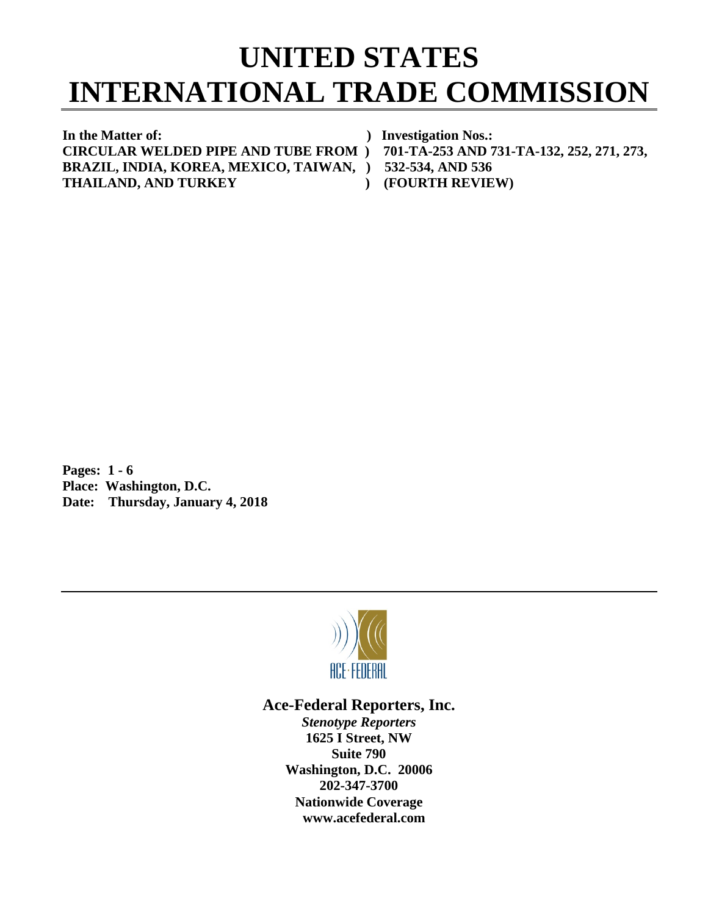# UNITED STATES INTERNATIONAL TRADE COMMISSION

| | |
|---|---|
| **In the Matter of:** | **) Investigation Nos.:** |
| **CIRCULAR WELDED PIPE AND TUBE FROM** | **) 701-TA-253 AND 731-TA-132, 252, 271, 273,** |
| **BRAZIL, INDIA, KOREA, MEXICO, TAIWAN,** | **) 532-534, AND 536** |
| **THAILAND, AND TURKEY** | **) (FOURTH REVIEW)** |

**Pages: 1 - 6**
**Place: Washington, D.C.**
**Date: Thursday, January 4, 2018**

---

ACE·FEDERAL

**Ace-Federal Reporters, Inc.**
***Stenotype Reporters***
**1625 I Street, NW**
**Suite 790**
**Washington, D.C. 20006**
**202-347-3700**
**Nationwide Coverage**
**www.acefederal.com**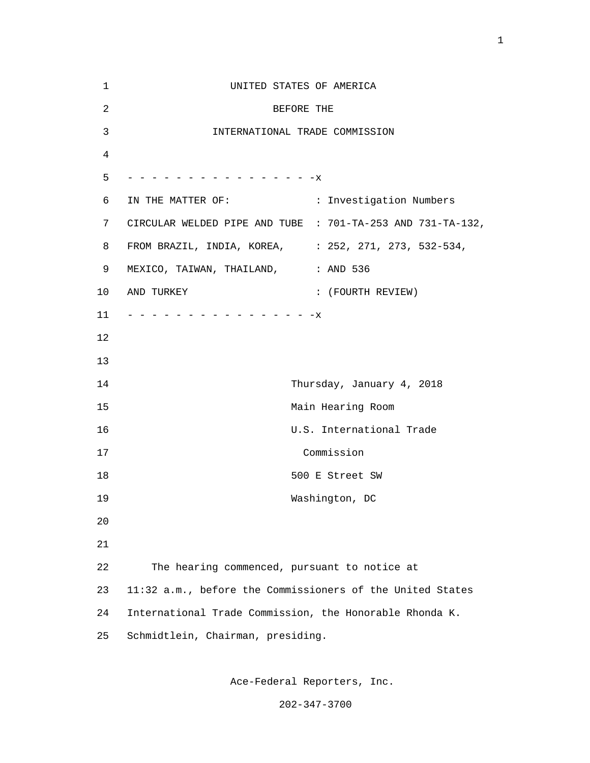UNITED STATES OF AMERICA

BEFORE THE

INTERNATIONAL TRADE COMMISSION

- - - - - - - - - - - - - - - - -x

| | |
|---|---|
| IN THE MATTER OF: | : Investigation Numbers |
| CIRCULAR WELDED PIPE AND TUBE | : 701-TA-253 AND 731-TA-132, |
| FROM BRAZIL, INDIA, KOREA, | : 252, 271, 273, 532-534, |
| MEXICO, TAIWAN, THAILAND, | : AND 536 |
| AND TURKEY | : (FOURTH REVIEW) |

- - - - - - - - - - - - - - - - -x

Thursday, January 4, 2018
Main Hearing Room
U.S. International Trade
Commission
500 E Street SW
Washington, DC

The hearing commenced, pursuant to notice at 11:32 a.m., before the Commissioners of the United States International Trade Commission, the Honorable Rhonda K. Schmidtlein, Chairman, presiding.

Ace-Federal Reporters, Inc.

202-347-3700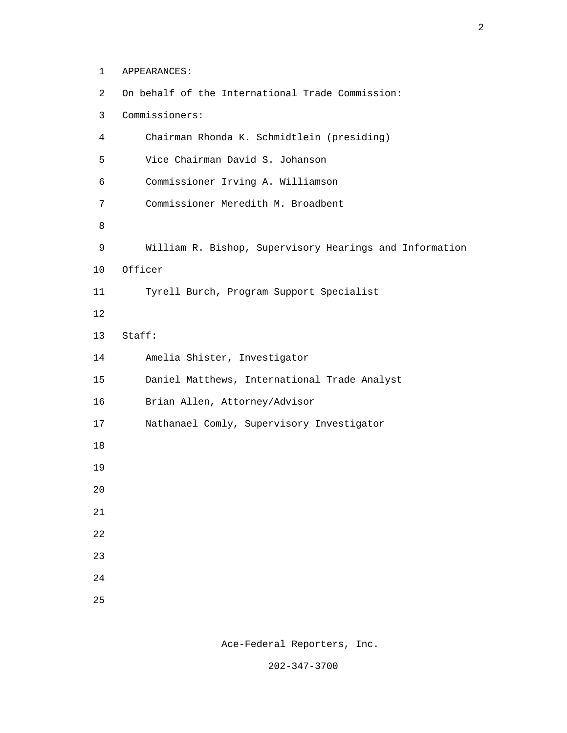APPEARANCES:

On behalf of the International Trade Commission:

Commissioners:

- Chairman Rhonda K. Schmidtlein (presiding)
- Vice Chairman David S. Johanson
- Commissioner Irving A. Williamson
- Commissioner Meredith M. Broadbent

William R. Bishop, Supervisory Hearings and Information Officer

Tyrell Burch, Program Support Specialist

Staff:

- Amelia Shister, Investigator
- Daniel Matthews, International Trade Analyst
- Brian Allen, Attorney/Advisor
- Nathanael Comly, Supervisory Investigator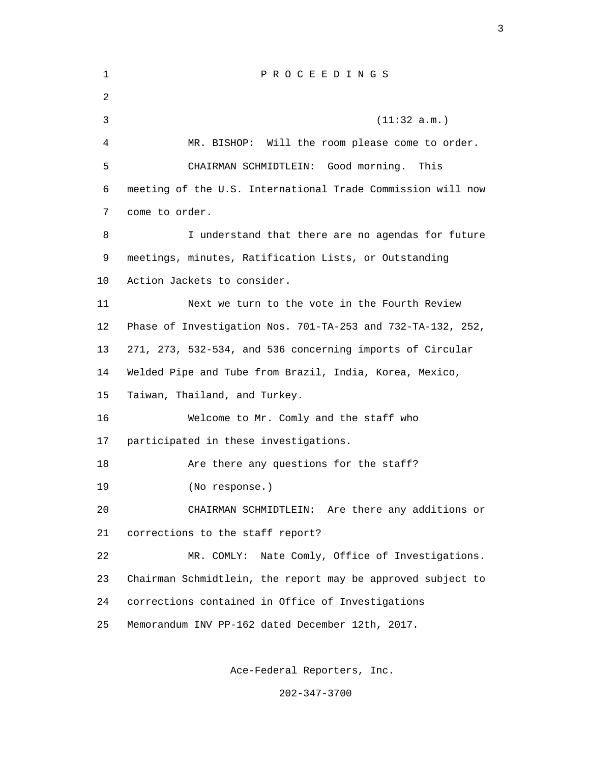P R O C E E D I N G S

(11:32 a.m.)

MR. BISHOP: Will the room please come to order.

CHAIRMAN SCHMIDTLEIN: Good morning. This meeting of the U.S. International Trade Commission will now come to order.

I understand that there are no agendas for future meetings, minutes, Ratification Lists, or Outstanding Action Jackets to consider.

Next we turn to the vote in the Fourth Review Phase of Investigation Nos. 701-TA-253 and 732-TA-132, 252, 271, 273, 532-534, and 536 concerning imports of Circular Welded Pipe and Tube from Brazil, India, Korea, Mexico, Taiwan, Thailand, and Turkey.

Welcome to Mr. Comly and the staff who participated in these investigations.

Are there any questions for the staff?

(No response.)

CHAIRMAN SCHMIDTLEIN: Are there any additions or corrections to the staff report?

MR. COMLY: Nate Comly, Office of Investigations. Chairman Schmidtlein, the report may be approved subject to corrections contained in Office of Investigations Memorandum INV PP-162 dated December 12th, 2017.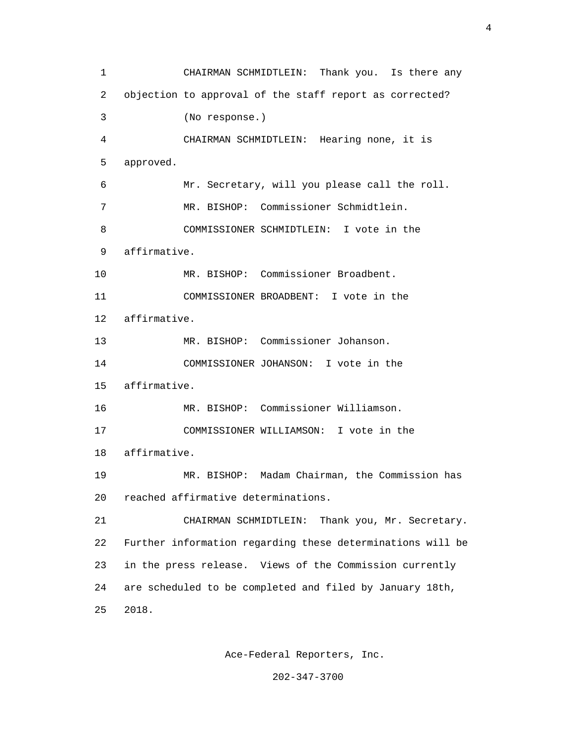CHAIRMAN SCHMIDTLEIN: Thank you. Is there any objection to approval of the staff report as corrected?

(No response.)

CHAIRMAN SCHMIDTLEIN: Hearing none, it is approved.

Mr. Secretary, will you please call the roll.

MR. BISHOP: Commissioner Schmidtlein.

COMMISSIONER SCHMIDTLEIN: I vote in the affirmative.

MR. BISHOP: Commissioner Broadbent.

COMMISSIONER BROADBENT: I vote in the affirmative.

MR. BISHOP: Commissioner Johanson.

COMMISSIONER JOHANSON: I vote in the affirmative.

MR. BISHOP: Commissioner Williamson.

COMMISSIONER WILLIAMSON: I vote in the affirmative.

MR. BISHOP: Madam Chairman, the Commission has reached affirmative determinations.

CHAIRMAN SCHMIDTLEIN: Thank you, Mr. Secretary. Further information regarding these determinations will be in the press release. Views of the Commission currently are scheduled to be completed and filed by January 18th, 2018.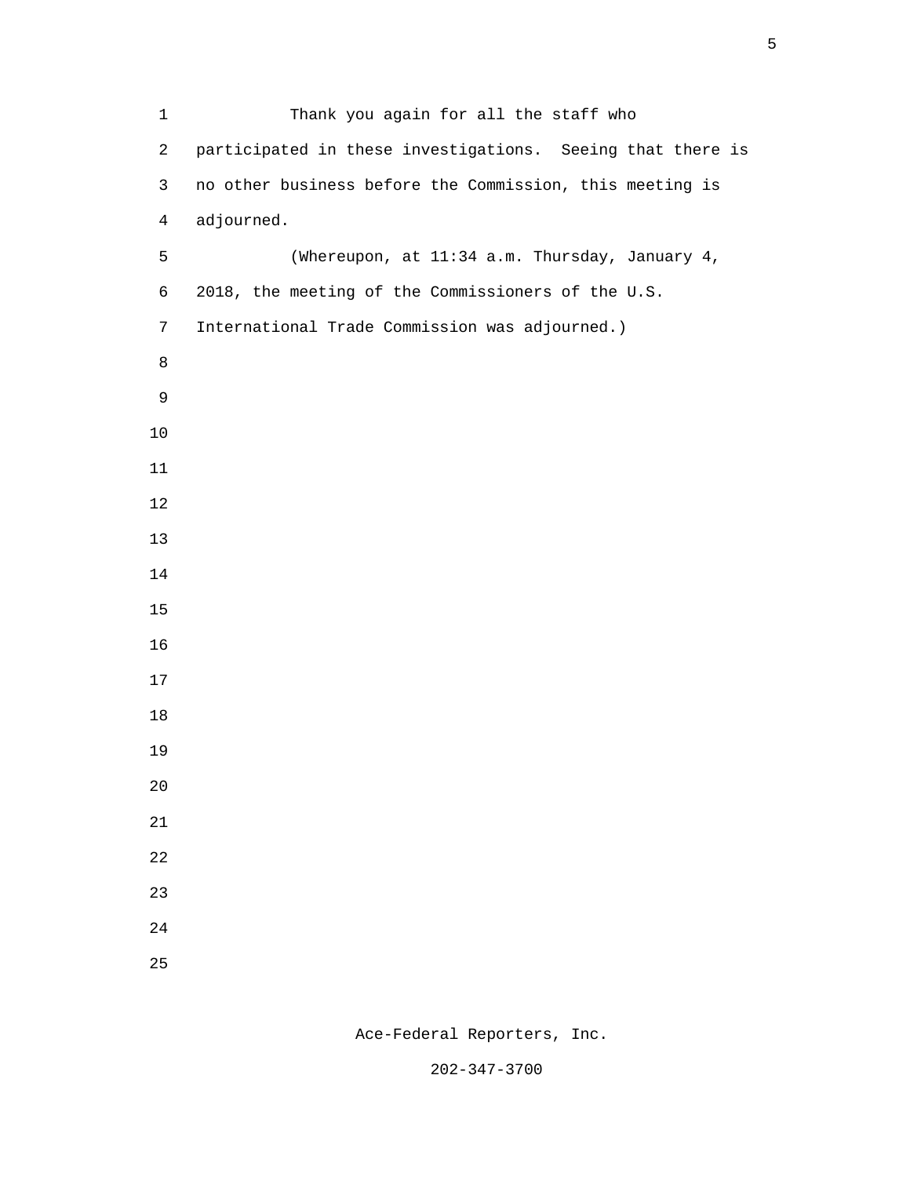Thank you again for all the staff who participated in these investigations. Seeing that there is no other business before the Commission, this meeting is adjourned.

(Whereupon, at 11:34 a.m. Thursday, January 4, 2018, the meeting of the Commissioners of the U.S. International Trade Commission was adjourned.)

Ace-Federal Reporters, Inc.

202-347-3700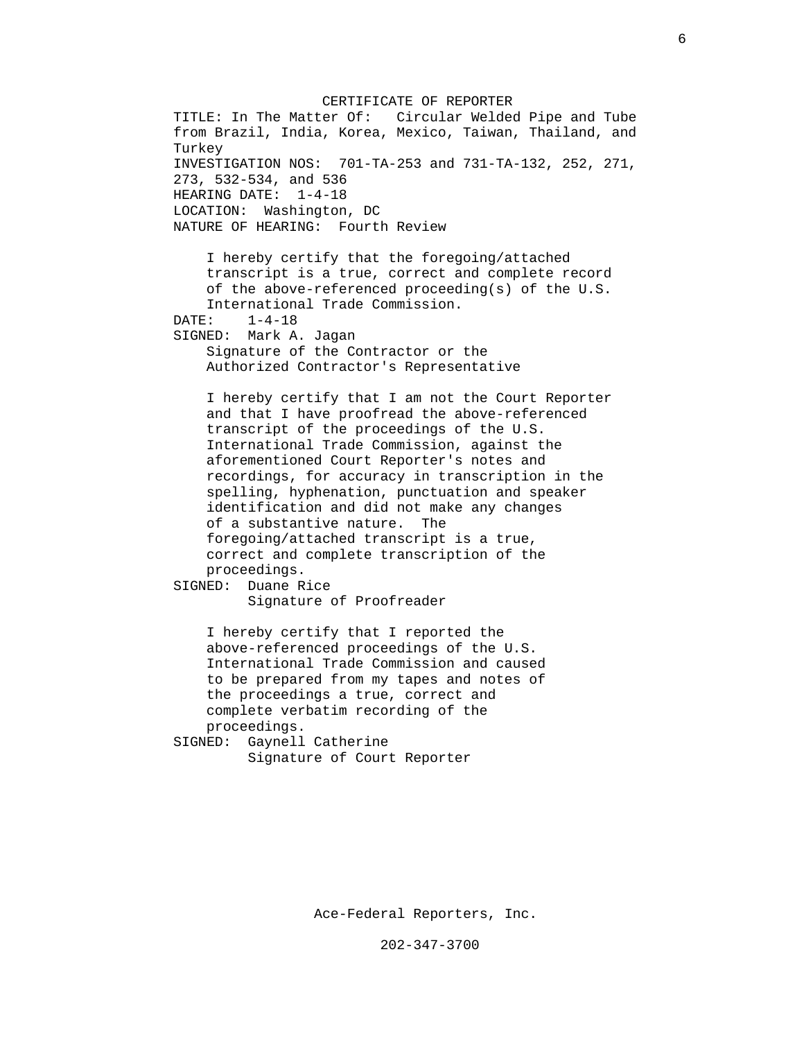# CERTIFICATE OF REPORTER

TITLE: In The Matter Of: Circular Welded Pipe and Tube from Brazil, India, Korea, Mexico, Taiwan, Thailand, and Turkey

INVESTIGATION NOS: 701-TA-253 and 731-TA-132, 252, 271, 273, 532-534, and 536

HEARING DATE: 1-4-18

LOCATION: Washington, DC

NATURE OF HEARING: Fourth Review

I hereby certify that the foregoing/attached transcript is a true, correct and complete record of the above-referenced proceeding(s) of the U.S. International Trade Commission.

DATE: 1-4-18

SIGNED: Mark A. Jagan
Signature of the Contractor or the Authorized Contractor's Representative

I hereby certify that I am not the Court Reporter and that I have proofread the above-referenced transcript of the proceedings of the U.S. International Trade Commission, against the aforementioned Court Reporter's notes and recordings, for accuracy in transcription in the spelling, hyphenation, punctuation and speaker identification and did not make any changes of a substantive nature. The foregoing/attached transcript is a true, correct and complete transcription of the proceedings.

SIGNED: Duane Rice
Signature of Proofreader

I hereby certify that I reported the above-referenced proceedings of the U.S. International Trade Commission and caused to be prepared from my tapes and notes of the proceedings a true, correct and complete verbatim recording of the proceedings.

SIGNED: Gaynell Catherine
Signature of Court Reporter